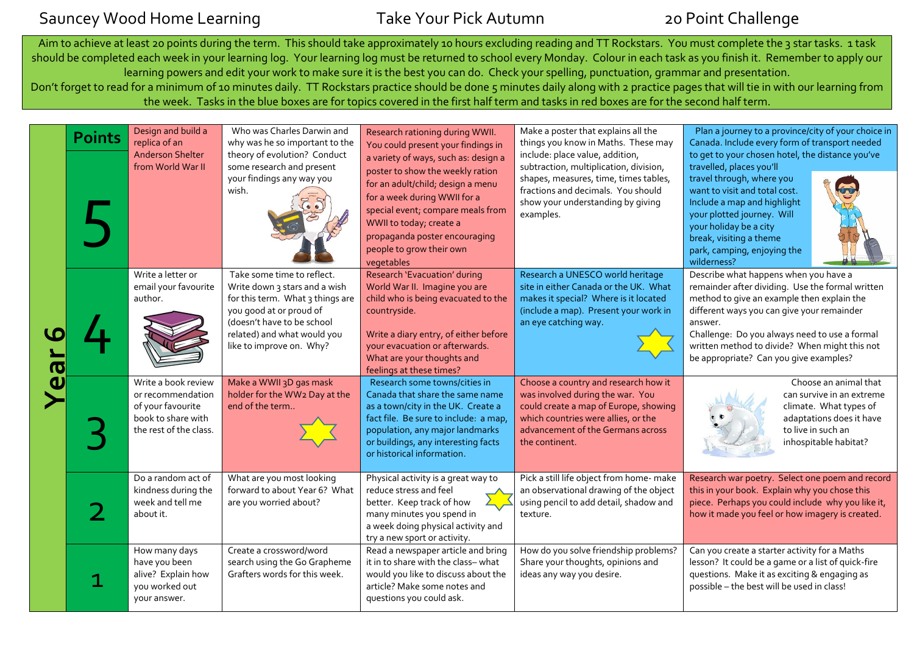# Sauncey Wood Home Learning — Take Your Pick Autumn — 20 Point Challenge

Aim to achieve at least 20 points during the term. This should take approximately 10 hours excluding reading and TT Rockstars. You must complete the 3 star tasks. 1 task should be completed each week in your learning log. Your learning log must be returned to school every Monday. Colour in each task as you finish it. Remember to apply our learning powers and edit your work to make sure it is the best you can do. Check your spelling, punctuation, grammar and presentation.

Don't forget to read for a minimum of 10 minutes daily. TT Rockstars practice should be done 5 minutes daily along with 2 practice pages that will tie in with our learning from the week. Tasks in the blue boxes are for topics covered in the first half term and tasks in red boxes are for the second half term.

## Year 6

| Points | | | | | |
|---|---|---|---|---|---|
| 5 | Design and build a replica of an Anderson Shelter from World War II | Who was Charles Darwin and why was he so important to the theory of evolution? Conduct some research and present your findings any way you wish. | Research rationing during WWII. You could present your findings in a variety of ways, such as: design a poster to show the weekly ration for an adult/child; design a menu for a week during WWII for a special event; compare meals from WWII to today; create a propaganda poster encouraging people to grow their own vegetables | Make a poster that explains all the things you know in Maths. These may include: place value, addition, subtraction, multiplication, division, shapes, measures, time, times tables, fractions and decimals. You should show your understanding by giving examples. | Plan a journey to a province/city of your choice in Canada. Include every form of transport needed to get to your chosen hotel, the distance you've travelled, places you'll travel through, where you want to visit and total cost. Include a map and highlight your plotted journey. Will your holiday be a city break, visiting a theme park, camping, enjoying the wilderness? |
| 4 | Write a letter or email your favourite author. | Take some time to reflect. Write down 3 stars and a wish for this term. What 3 things are you good at or proud of (doesn't have to be school related) and what would you like to improve on. Why? | Research 'Evacuation' during World War II. Imagine you are child who is being evacuated to the countryside.<br><br>Write a diary entry, of either before your evacuation or afterwards. What are your thoughts and feelings at these times? | Research a UNESCO world heritage site in either Canada or the UK. What makes it special? Where is it located (include a map). Present your work in an eye catching way. ★ | Describe what happens when you have a remainder after dividing. Use the formal written method to give an example then explain the different ways you can give your remainder answer.<br>Challenge: Do you always need to use a formal written method to divide? When might this not be appropriate? Can you give examples? |
| 3 | Write a book review or recommendation of your favourite book to share with the rest of the class. | Make a WWII 3D gas mask holder for the WW2 Day at the end of the term.. ★ | Research some towns/cities in Canada that share the same name as a town/city in the UK. Create a fact file. Be sure to include: a map, population, any major landmarks or buildings, any interesting facts or historical information. | Choose a country and research how it was involved during the war. You could create a map of Europe, showing which countries were allies, or the advancement of the Germans across the continent. | Choose an animal that can survive in an extreme climate. What types of adaptations does it have to live in such an inhospitable habitat? |
| 2 | Do a random act of kindness during the week and tell me about it. | What are you most looking forward to about Year 6? What are you worried about? | Physical activity is a great way to reduce stress and feel better. Keep track of how many minutes you spend in a week doing physical activity and try a new sport or activity. ★ | Pick a still life object from home- make an observational drawing of the object using pencil to add detail, shadow and texture. | Research war poetry. Select one poem and record this in your book. Explain why you chose this piece. Perhaps you could include why you like it, how it made you feel or how imagery is created. |
| 1 | How many days have you been alive? Explain how you worked out your answer. | Create a crossword/word search using the Go Grapheme Grafters words for this week. | Read a newspaper article and bring it in to share with the class– what would you like to discuss about the article? Make some notes and questions you could ask. | How do you solve friendship problems? Share your thoughts, opinions and ideas any way you desire. | Can you create a starter activity for a Maths lesson? It could be a game or a list of quick-fire questions. Make it as exciting & engaging as possible – the best will be used in class! |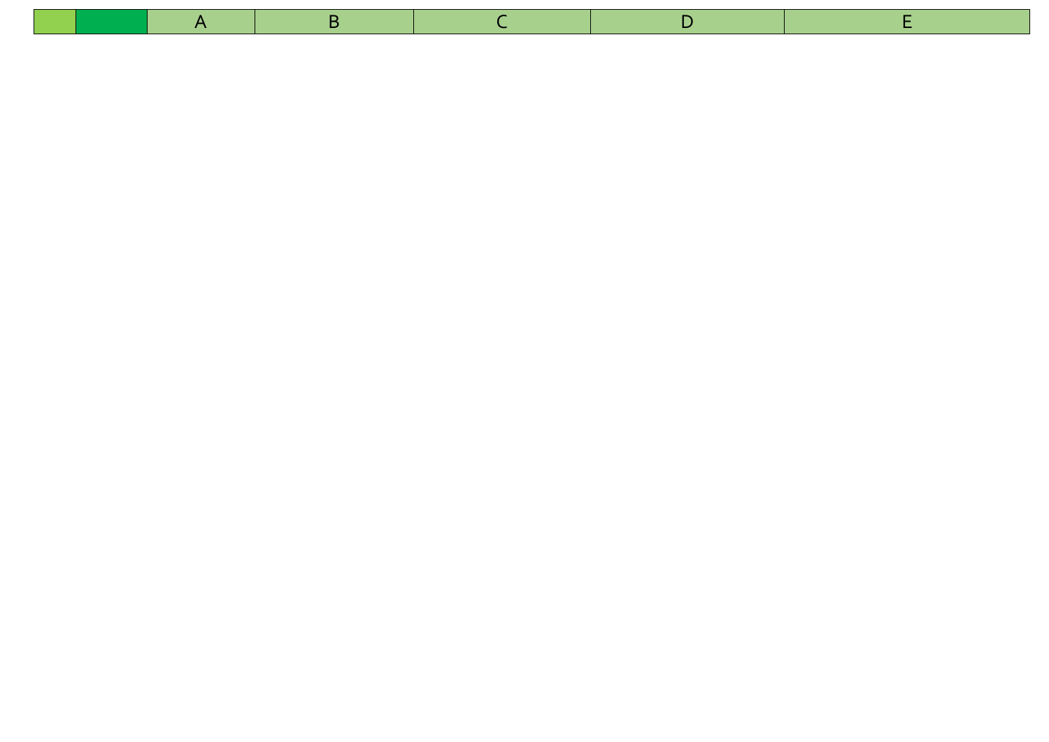| | | A | B | C | D | E |
|---|---|---|---|---|---|---|